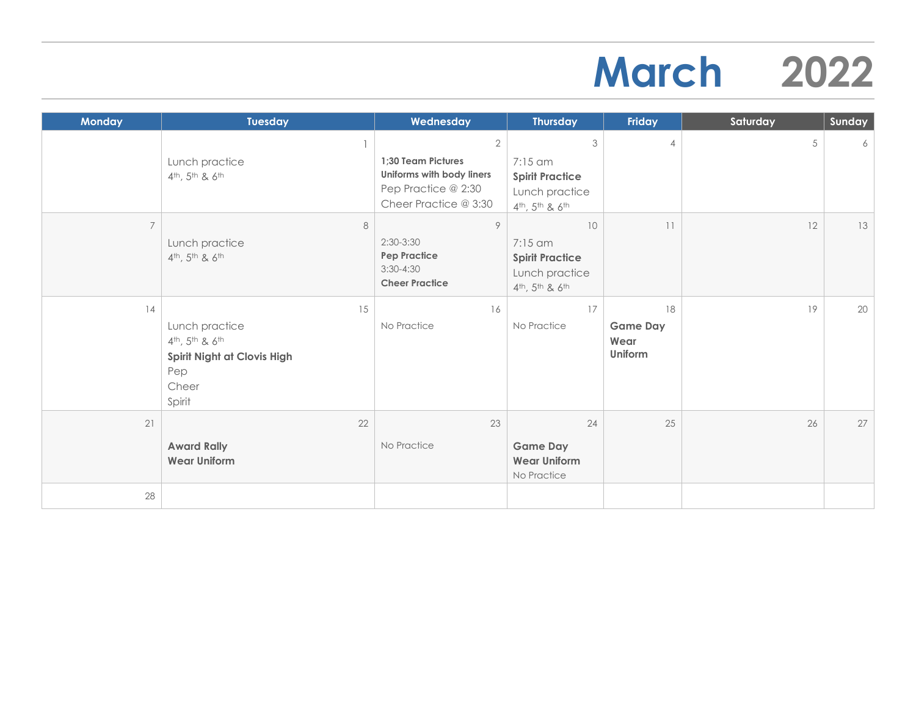# March 2022

| Monday | Tuesday | Wednesday | Thursday | Friday | Saturday | Sunday |
|---|---|---|---|---|---|---|
| | 1<br>Lunch practice<br>4th, 5th & 6th | 2<br>**1;30 Team Pictures**<br>**Uniforms with body liners**<br>Pep Practice @ 2:30<br>Cheer Practice @ 3:30 | 3<br>7:15 am<br>**Spirit Practice**<br>Lunch practice<br>4th, 5th & 6th | 4 | 5 | 6 |
| 7 | 8<br>Lunch practice<br>4th, 5th & 6th | 9<br>2:30-3:30<br>**Pep Practice**<br>3:30-4:30<br>**Cheer Practice** | 10<br>7:15 am<br>**Spirit Practice**<br>Lunch practice<br>4th, 5th & 6th | 11 | 12 | 13 |
| 14 | 15<br>Lunch practice<br>4th, 5th & 6th<br>**Spirit Night at Clovis High**<br>Pep<br>Cheer<br>Spirit | 16<br>No Practice | 17<br>No Practice | 18<br>**Game Day**<br>**Wear Uniform** | 19 | 20 |
| 21 | 22<br>**Award Rally**<br>**Wear Uniform** | 23<br>No Practice | 24<br>**Game Day**<br>**Wear Uniform**<br>No Practice | 25 | 26 | 27 |
| 28 | | | | | | |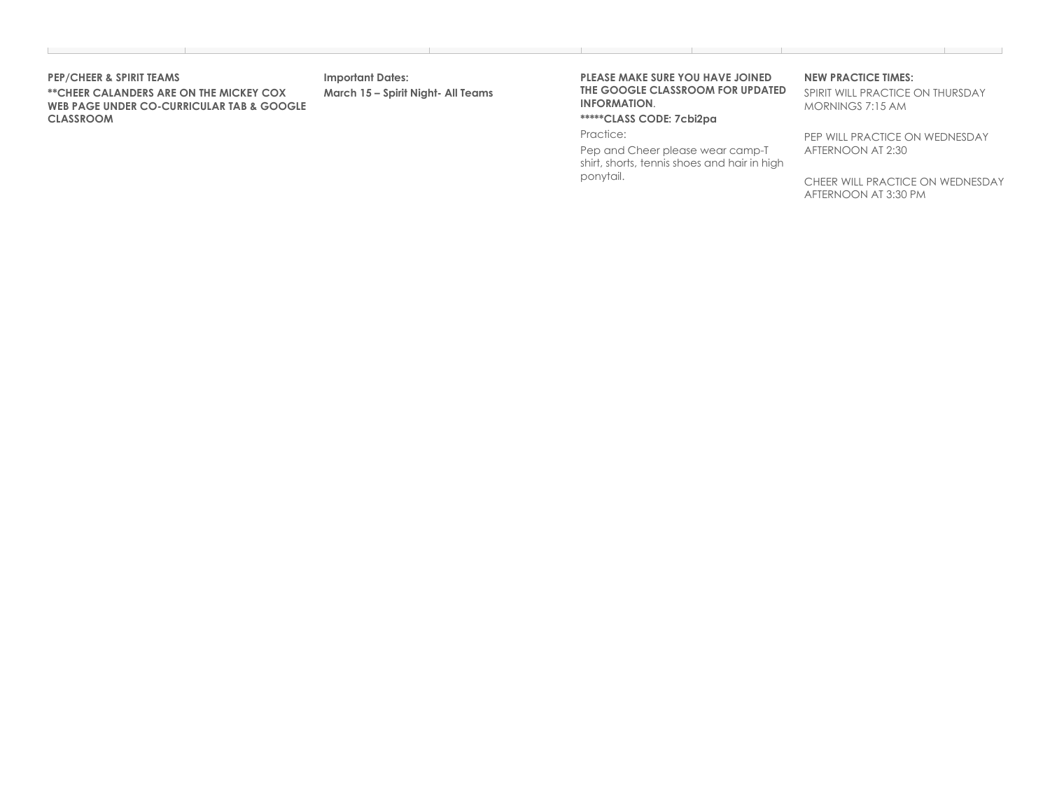**PEP/CHEER & SPIRIT TEAMS**

**\*\*CHEER CALANDERS ARE ON THE MICKEY COX WEB PAGE UNDER CO-CURRICULAR TAB & GOOGLE CLASSROOM**

**Important Dates:**

**March 15 – Spirit Night- All Teams**

**PLEASE MAKE SURE YOU HAVE JOINED THE GOOGLE CLASSROOM FOR UPDATED INFORMATION**.

**\*\*\*\*\*CLASS CODE: 7cbi2pa**

Practice:

Pep and Cheer please wear camp-T shirt, shorts, tennis shoes and hair in high ponytail.

**NEW PRACTICE TIMES:**

SPIRIT WILL PRACTICE ON THURSDAY MORNINGS 7:15 AM

PEP WILL PRACTICE ON WEDNESDAY AFTERNOON AT 2:30

CHEER WILL PRACTICE ON WEDNESDAY AFTERNOON AT 3:30 PM